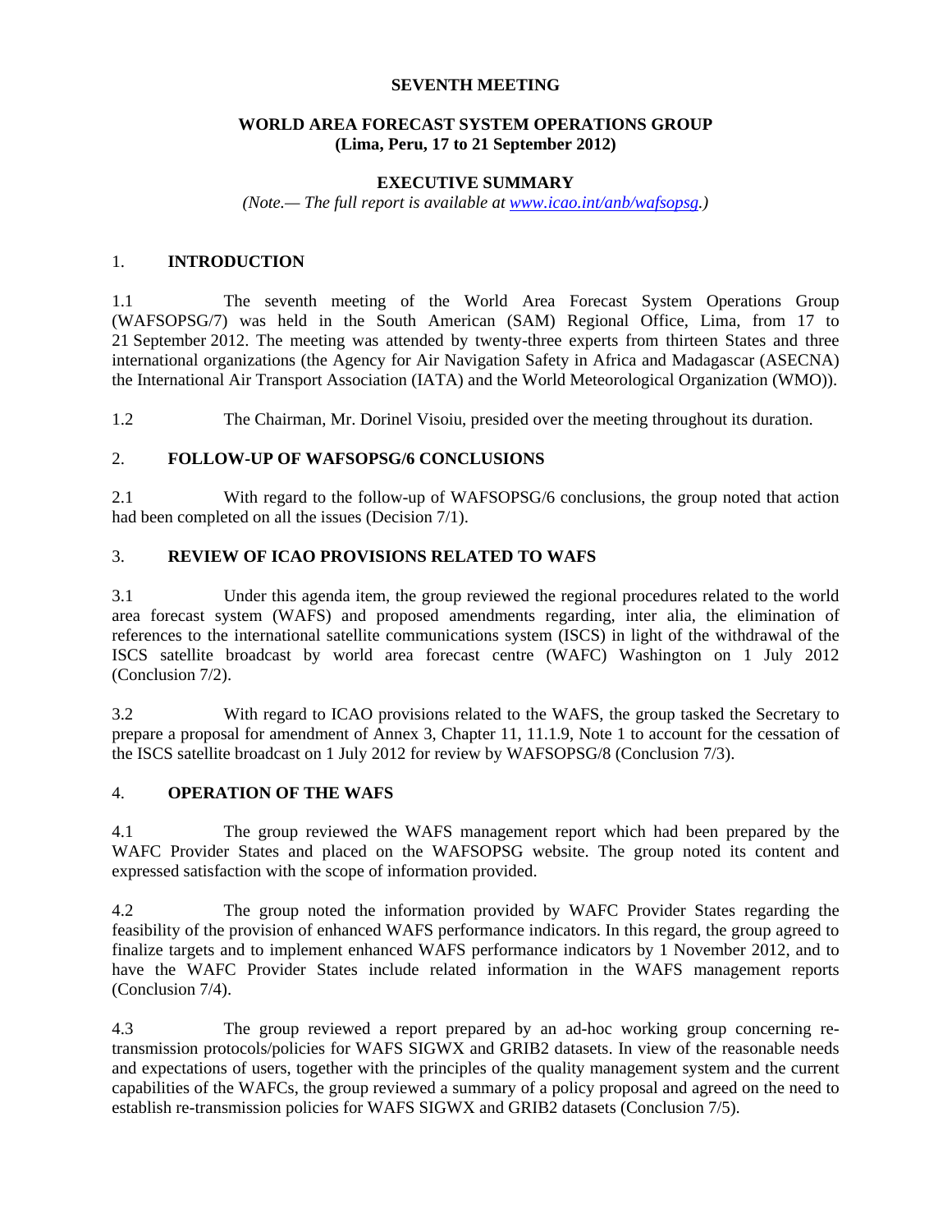**SEVENTH MEETING**

**WORLD AREA FORECAST SYSTEM OPERATIONS GROUP**
**(Lima, Peru, 17 to 21 September 2012)**

**EXECUTIVE SUMMARY**

*(Note.— The full report is available at [www.icao.int/anb/wafsopsg](www.icao.int/anb/wafsopsg).)*

## 1. INTRODUCTION

1.1 The seventh meeting of the World Area Forecast System Operations Group (WAFSOPSG/7) was held in the South American (SAM) Regional Office, Lima, from 17 to 21 September 2012. The meeting was attended by twenty-three experts from thirteen States and three international organizations (the Agency for Air Navigation Safety in Africa and Madagascar (ASECNA) the International Air Transport Association (IATA) and the World Meteorological Organization (WMO)).

1.2 The Chairman, Mr. Dorinel Visoiu, presided over the meeting throughout its duration.

## 2. FOLLOW-UP OF WAFSOPSG/6 CONCLUSIONS

2.1 With regard to the follow-up of WAFSOPSG/6 conclusions, the group noted that action had been completed on all the issues (Decision 7/1).

## 3. REVIEW OF ICAO PROVISIONS RELATED TO WAFS

3.1 Under this agenda item, the group reviewed the regional procedures related to the world area forecast system (WAFS) and proposed amendments regarding, inter alia, the elimination of references to the international satellite communications system (ISCS) in light of the withdrawal of the ISCS satellite broadcast by world area forecast centre (WAFC) Washington on 1 July 2012 (Conclusion 7/2).

3.2 With regard to ICAO provisions related to the WAFS, the group tasked the Secretary to prepare a proposal for amendment of Annex 3, Chapter 11, 11.1.9, Note 1 to account for the cessation of the ISCS satellite broadcast on 1 July 2012 for review by WAFSOPSG/8 (Conclusion 7/3).

## 4. OPERATION OF THE WAFS

4.1 The group reviewed the WAFS management report which had been prepared by the WAFC Provider States and placed on the WAFSOPSG website. The group noted its content and expressed satisfaction with the scope of information provided.

4.2 The group noted the information provided by WAFC Provider States regarding the feasibility of the provision of enhanced WAFS performance indicators. In this regard, the group agreed to finalize targets and to implement enhanced WAFS performance indicators by 1 November 2012, and to have the WAFC Provider States include related information in the WAFS management reports (Conclusion 7/4).

4.3 The group reviewed a report prepared by an ad-hoc working group concerning re-transmission protocols/policies for WAFS SIGWX and GRIB2 datasets. In view of the reasonable needs and expectations of users, together with the principles of the quality management system and the current capabilities of the WAFCs, the group reviewed a summary of a policy proposal and agreed on the need to establish re-transmission policies for WAFS SIGWX and GRIB2 datasets (Conclusion 7/5).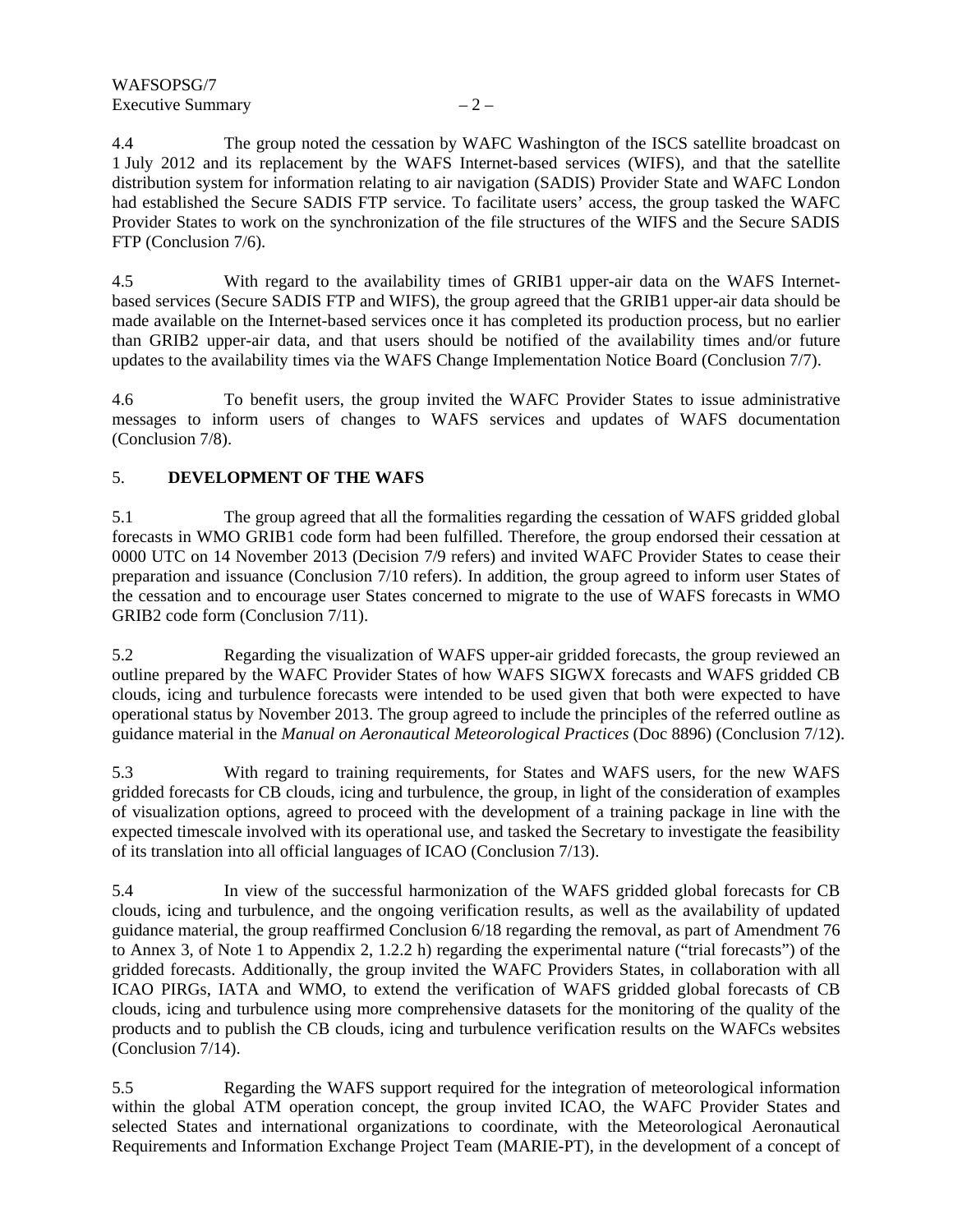4.4 The group noted the cessation by WAFC Washington of the ISCS satellite broadcast on 1 July 2012 and its replacement by the WAFS Internet-based services (WIFS), and that the satellite distribution system for information relating to air navigation (SADIS) Provider State and WAFC London had established the Secure SADIS FTP service. To facilitate users' access, the group tasked the WAFC Provider States to work on the synchronization of the file structures of the WIFS and the Secure SADIS FTP (Conclusion 7/6).

4.5 With regard to the availability times of GRIB1 upper-air data on the WAFS Internet-based services (Secure SADIS FTP and WIFS), the group agreed that the GRIB1 upper-air data should be made available on the Internet-based services once it has completed its production process, but no earlier than GRIB2 upper-air data, and that users should be notified of the availability times and/or future updates to the availability times via the WAFS Change Implementation Notice Board (Conclusion 7/7).

4.6 To benefit users, the group invited the WAFC Provider States to issue administrative messages to inform users of changes to WAFS services and updates of WAFS documentation (Conclusion 7/8).

## 5. **DEVELOPMENT OF THE WAFS**

5.1 The group agreed that all the formalities regarding the cessation of WAFS gridded global forecasts in WMO GRIB1 code form had been fulfilled. Therefore, the group endorsed their cessation at 0000 UTC on 14 November 2013 (Decision 7/9 refers) and invited WAFC Provider States to cease their preparation and issuance (Conclusion 7/10 refers). In addition, the group agreed to inform user States of the cessation and to encourage user States concerned to migrate to the use of WAFS forecasts in WMO GRIB2 code form (Conclusion 7/11).

5.2 Regarding the visualization of WAFS upper-air gridded forecasts, the group reviewed an outline prepared by the WAFC Provider States of how WAFS SIGWX forecasts and WAFS gridded CB clouds, icing and turbulence forecasts were intended to be used given that both were expected to have operational status by November 2013. The group agreed to include the principles of the referred outline as guidance material in the *Manual on Aeronautical Meteorological Practices* (Doc 8896) (Conclusion 7/12).

5.3 With regard to training requirements, for States and WAFS users, for the new WAFS gridded forecasts for CB clouds, icing and turbulence, the group, in light of the consideration of examples of visualization options, agreed to proceed with the development of a training package in line with the expected timescale involved with its operational use, and tasked the Secretary to investigate the feasibility of its translation into all official languages of ICAO (Conclusion 7/13).

5.4 In view of the successful harmonization of the WAFS gridded global forecasts for CB clouds, icing and turbulence, and the ongoing verification results, as well as the availability of updated guidance material, the group reaffirmed Conclusion 6/18 regarding the removal, as part of Amendment 76 to Annex 3, of Note 1 to Appendix 2, 1.2.2 h) regarding the experimental nature ("trial forecasts") of the gridded forecasts. Additionally, the group invited the WAFC Providers States, in collaboration with all ICAO PIRGs, IATA and WMO, to extend the verification of WAFS gridded global forecasts of CB clouds, icing and turbulence using more comprehensive datasets for the monitoring of the quality of the products and to publish the CB clouds, icing and turbulence verification results on the WAFCs websites (Conclusion 7/14).

5.5 Regarding the WAFS support required for the integration of meteorological information within the global ATM operation concept, the group invited ICAO, the WAFC Provider States and selected States and international organizations to coordinate, with the Meteorological Aeronautical Requirements and Information Exchange Project Team (MARIE-PT), in the development of a concept of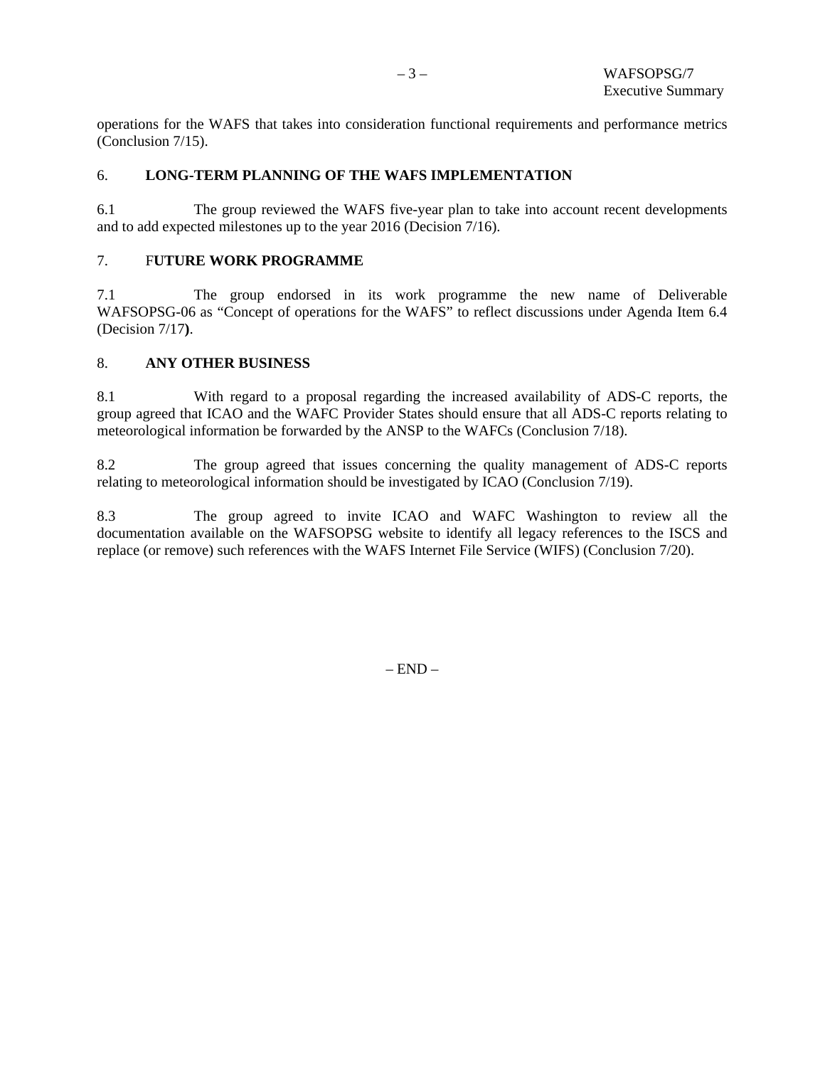operations for the WAFS that takes into consideration functional requirements and performance metrics (Conclusion 7/15).

## 6. LONG-TERM PLANNING OF THE WAFS IMPLEMENTATION

6.1 The group reviewed the WAFS five-year plan to take into account recent developments and to add expected milestones up to the year 2016 (Decision 7/16).

## 7. FUTURE WORK PROGRAMME

7.1 The group endorsed in its work programme the new name of Deliverable WAFSOPSG-06 as "Concept of operations for the WAFS" to reflect discussions under Agenda Item 6.4 (Decision 7/17).

## 8. ANY OTHER BUSINESS

8.1 With regard to a proposal regarding the increased availability of ADS-C reports, the group agreed that ICAO and the WAFC Provider States should ensure that all ADS-C reports relating to meteorological information be forwarded by the ANSP to the WAFCs (Conclusion 7/18).

8.2 The group agreed that issues concerning the quality management of ADS-C reports relating to meteorological information should be investigated by ICAO (Conclusion 7/19).

8.3 The group agreed to invite ICAO and WAFC Washington to review all the documentation available on the WAFSOPSG website to identify all legacy references to the ISCS and replace (or remove) such references with the WAFS Internet File Service (WIFS) (Conclusion 7/20).

– END –